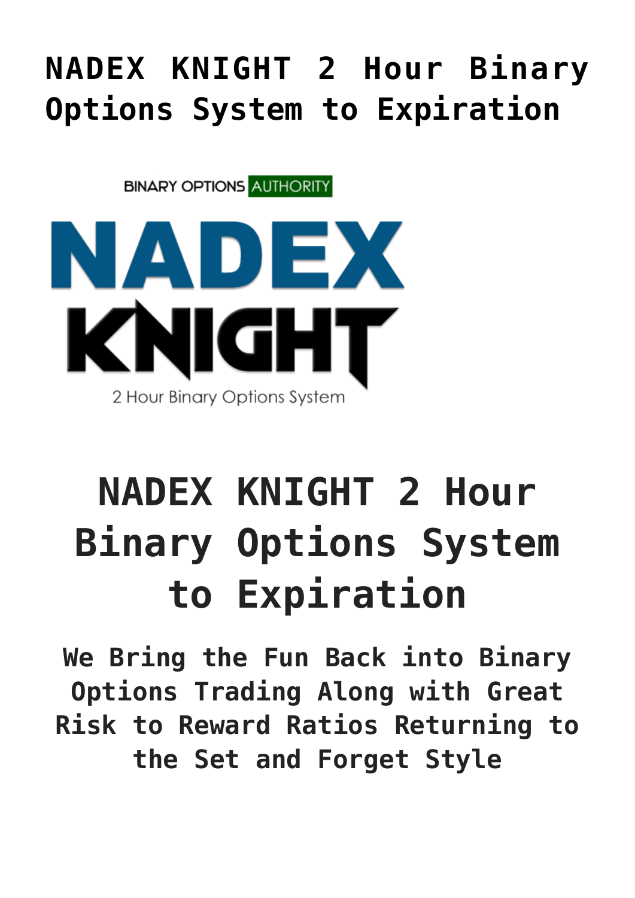# NADEX KNIGHT 2 Hour Binary Options System to Expiration

BINARY OPTIONS AUTHORITY

NADEX KNIGHT

2 Hour Binary Options System

# NADEX KNIGHT 2 Hour Binary Options System to Expiration

**We Bring the Fun Back into Binary Options Trading Along with Great Risk to Reward Ratios Returning to the Set and Forget Style**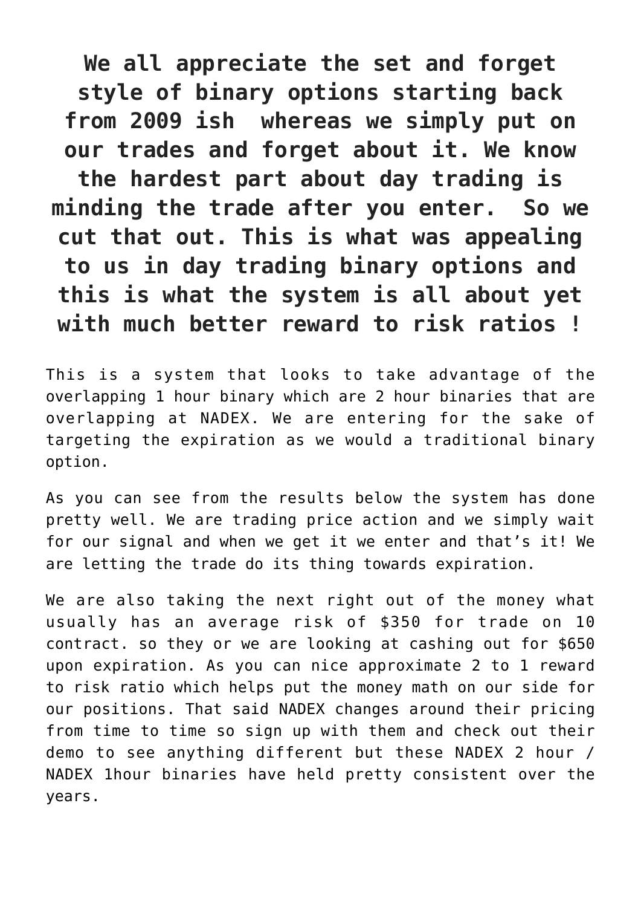**We all appreciate the set and forget style of binary options starting back from 2009 ish  whereas we simply put on our trades and forget about it. We know the hardest part about day trading is minding the trade after you enter.  So we cut that out. This is what was appealing to us in day trading binary options and this is what the system is all about yet with much better reward to risk ratios !**

This is a system that looks to take advantage of the overlapping 1 hour binary which are 2 hour binaries that are overlapping at NADEX. We are entering for the sake of targeting the expiration as we would a traditional binary option.

As you can see from the results below the system has done pretty well. We are trading price action and we simply wait for our signal and when we get it we enter and that's it! We are letting the trade do its thing towards expiration.

We are also taking the next right out of the money what usually has an average risk of $350 for trade on 10 contract. so they or we are looking at cashing out for $650 upon expiration. As you can nice approximate 2 to 1 reward to risk ratio which helps put the money math on our side for our positions. That said NADEX changes around their pricing from time to time so sign up with them and check out their demo to see anything different but these NADEX 2 hour / NADEX 1hour binaries have held pretty consistent over the years.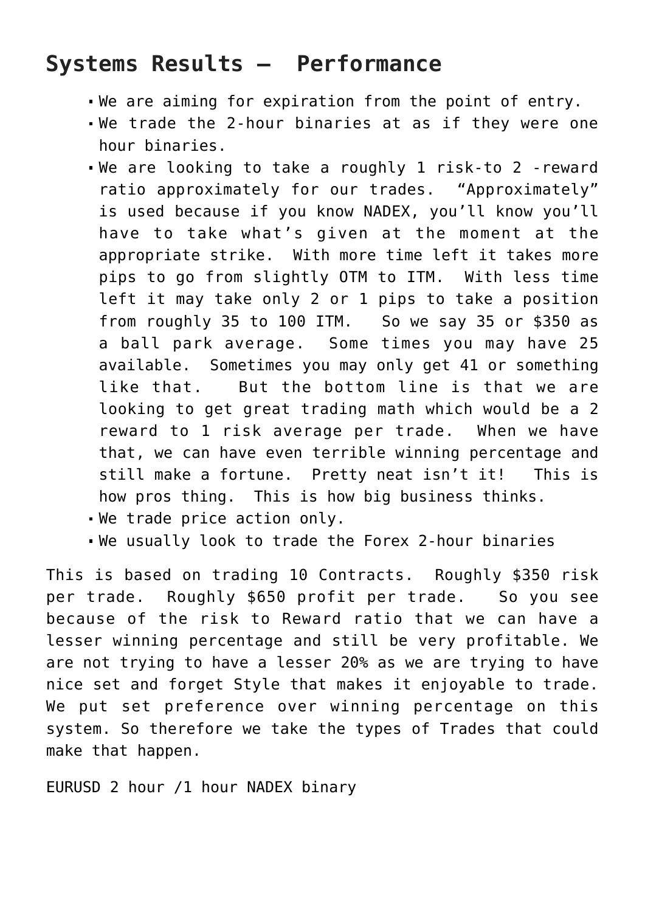## Systems Results – Performance

- We are aiming for expiration from the point of entry.
- We trade the 2-hour binaries at as if they were one hour binaries.
- We are looking to take a roughly 1 risk-to 2 -reward ratio approximately for our trades. "Approximately" is used because if you know NADEX, you'll know you'll have to take what's given at the moment at the appropriate strike. With more time left it takes more pips to go from slightly OTM to ITM. With less time left it may take only 2 or 1 pips to take a position from roughly 35 to 100 ITM. So we say 35 or $350 as a ball park average. Some times you may have 25 available. Sometimes you may only get 41 or something like that. But the bottom line is that we are looking to get great trading math which would be a 2 reward to 1 risk average per trade. When we have that, we can have even terrible winning percentage and still make a fortune. Pretty neat isn't it! This is how pros thing. This is how big business thinks.
- We trade price action only.
- We usually look to trade the Forex 2-hour binaries

This is based on trading 10 Contracts. Roughly $350 risk per trade. Roughly $650 profit per trade. So you see because of the risk to Reward ratio that we can have a lesser winning percentage and still be very profitable. We are not trying to have a lesser 20% as we are trying to have nice set and forget Style that makes it enjoyable to trade. We put set preference over winning percentage on this system. So therefore we take the types of Trades that could make that happen.

EURUSD 2 hour /1 hour NADEX binary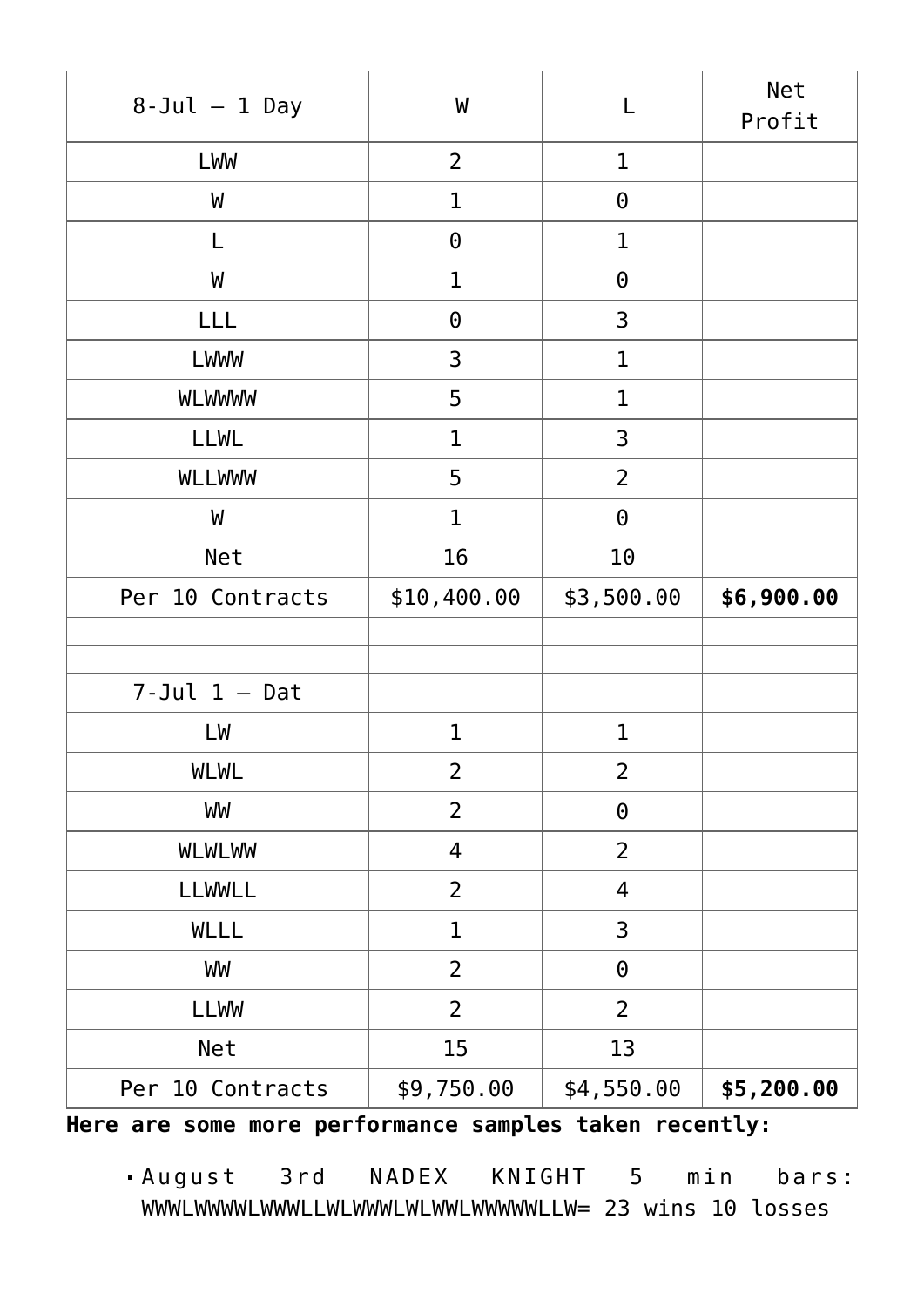| 8-Jul – 1 Day | W | L | Net Profit |
|---|---|---|---|
| LWW | 2 | 1 | |
| W | 1 | 0 | |
| L | 0 | 1 | |
| W | 1 | 0 | |
| LLL | 0 | 3 | |
| LWWW | 3 | 1 | |
| WLWWWW | 5 | 1 | |
| LLWL | 1 | 3 | |
| WLLWWW | 5 | 2 | |
| W | 1 | 0 | |
| Net | 16 | 10 | |
| Per 10 Contracts | $10,400.00 | $3,500.00 | **$6,900.00** |
| | | | |
| | | | |
| 7-Jul 1 – Dat | | | |
| LW | 1 | 1 | |
| WLWL | 2 | 2 | |
| WW | 2 | 0 | |
| WLWLWW | 4 | 2 | |
| LLWWLL | 2 | 4 | |
| WLLL | 1 | 3 | |
| WW | 2 | 0 | |
| LLWW | 2 | 2 | |
| Net | 15 | 13 | |
| Per 10 Contracts | $9,750.00 | $4,550.00 | **$5,200.00** |

**Here are some more performance samples taken recently:**

- August 3rd NADEX KNIGHT 5 min bars: WWWLWWWWLWWWLLWLWWWLWLWWLWWWWWLLW= 23 wins 10 losses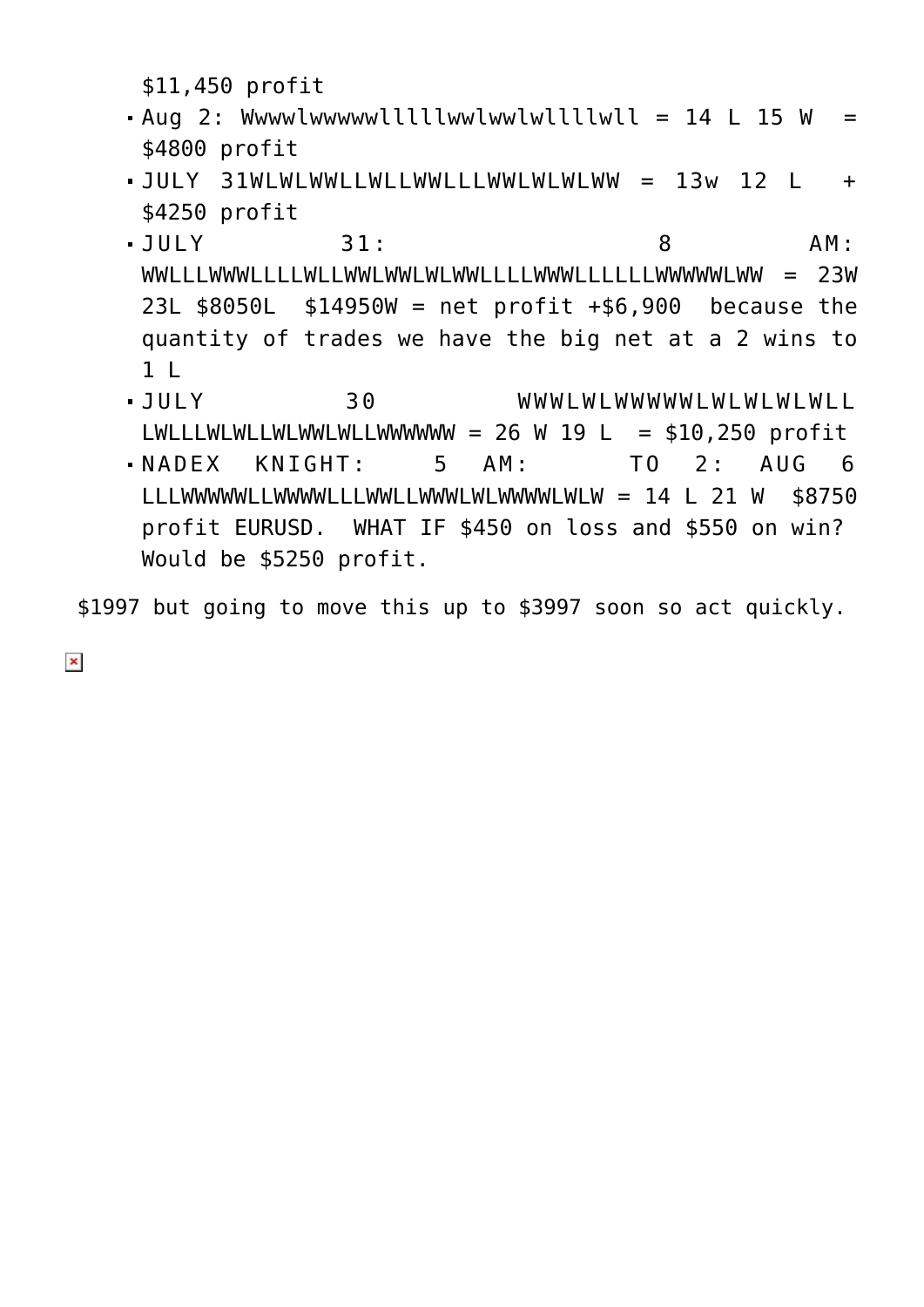$11,450 profit

- Aug 2: Wwwwlwwwwwlllllwwlwwlwllllwll = 14 L 15 W = $4800 profit
- JULY 31WLWLWWLLWLLWWLLLWWLWLWLWW = 13w 12 L + $4250 profit
- JULY 31: 8 AM: WWLLLWWWLLLLWLLWWLWWLWLWWLLLLWWWLLLLLLWWWWWLWW = 23W 23L $8050L $14950W = net profit +$6,900 because the quantity of trades we have the big net at a 2 wins to 1 L
- JULY 30 WWWLWLWWWWWLWLWLWLWLL LWLLLWLWLLWLWWLWLLWWWWWW = 26 W 19 L = $10,250 profit
- NADEX KNIGHT: 5 AM: TO 2: AUG 6 LLLWWWWWLLWWWWLLLWWLLWWWLWLWWWWLWLW = 14 L 21 W $8750 profit EURUSD. WHAT IF $450 on loss and $550 on win? Would be $5250 profit.

$1997 but going to move this up to $3997 soon so act quickly.